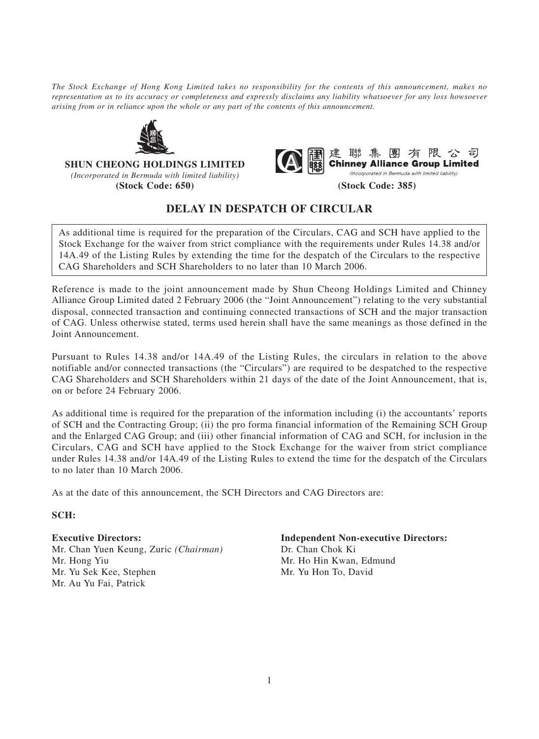*The Stock Exchange of Hong Kong Limited takes no responsibility for the contents of this announcement, makes no representation as to its accuracy or completeness and expressly disclaims any liability whatsoever for any loss howsoever arising from or in reliance upon the whole or any part of the contents of this announcement.*

**SHUN CHEONG HOLDINGS LIMITED**
*(Incorporated in Bermuda with limited liability)*
**(Stock Code: 650)**

建聯集團有限公司
**Chinney Alliance Group Limited**
*(Incorporated in Bermuda with limited liability)*
**(Stock Code: 385)**

# DELAY IN DESPATCH OF CIRCULAR

As additional time is required for the preparation of the Circulars, CAG and SCH have applied to the Stock Exchange for the waiver from strict compliance with the requirements under Rules 14.38 and/or 14A.49 of the Listing Rules by extending the time for the despatch of the Circulars to the respective CAG Shareholders and SCH Shareholders to no later than 10 March 2006.

Reference is made to the joint announcement made by Shun Cheong Holdings Limited and Chinney Alliance Group Limited dated 2 February 2006 (the "Joint Announcement") relating to the very substantial disposal, connected transaction and continuing connected transactions of SCH and the major transaction of CAG. Unless otherwise stated, terms used herein shall have the same meanings as those defined in the Joint Announcement.

Pursuant to Rules 14.38 and/or 14A.49 of the Listing Rules, the circulars in relation to the above notifiable and/or connected transactions (the "Circulars") are required to be despatched to the respective CAG Shareholders and SCH Shareholders within 21 days of the date of the Joint Announcement, that is, on or before 24 February 2006.

As additional time is required for the preparation of the information including (i) the accountants' reports of SCH and the Contracting Group; (ii) the pro forma financial information of the Remaining SCH Group and the Enlarged CAG Group; and (iii) other financial information of CAG and SCH, for inclusion in the Circulars, CAG and SCH have applied to the Stock Exchange for the waiver from strict compliance under Rules 14.38 and/or 14A.49 of the Listing Rules to extend the time for the despatch of the Circulars to no later than 10 March 2006.

As at the date of this announcement, the SCH Directors and CAG Directors are:

**SCH:**

**Executive Directors:**
Mr. Chan Yuen Keung, Zuric *(Chairman)*
Mr. Hong Yiu
Mr. Yu Sek Kee, Stephen
Mr. Au Yu Fai, Patrick

**Independent Non-executive Directors:**
Dr. Chan Chok Ki
Mr. Ho Hin Kwan, Edmund
Mr. Yu Hon To, David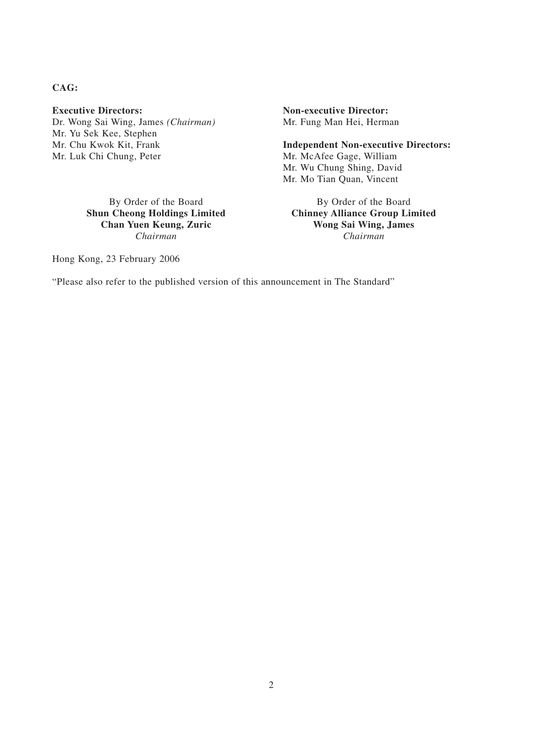**CAG:**

**Executive Directors:**
Dr. Wong Sai Wing, James *(Chairman)*
Mr. Yu Sek Kee, Stephen
Mr. Chu Kwok Kit, Frank
Mr. Luk Chi Chung, Peter

**Non-executive Director:**
Mr. Fung Man Hei, Herman

**Independent Non-executive Directors:**
Mr. McAfee Gage, William
Mr. Wu Chung Shing, David
Mr. Mo Tian Quan, Vincent

By Order of the Board
**Shun Cheong Holdings Limited**
**Chan Yuen Keung, Zuric**
*Chairman*

By Order of the Board
**Chinney Alliance Group Limited**
**Wong Sai Wing, James**
*Chairman*

Hong Kong, 23 February 2006

"Please also refer to the published version of this announcement in The Standard"